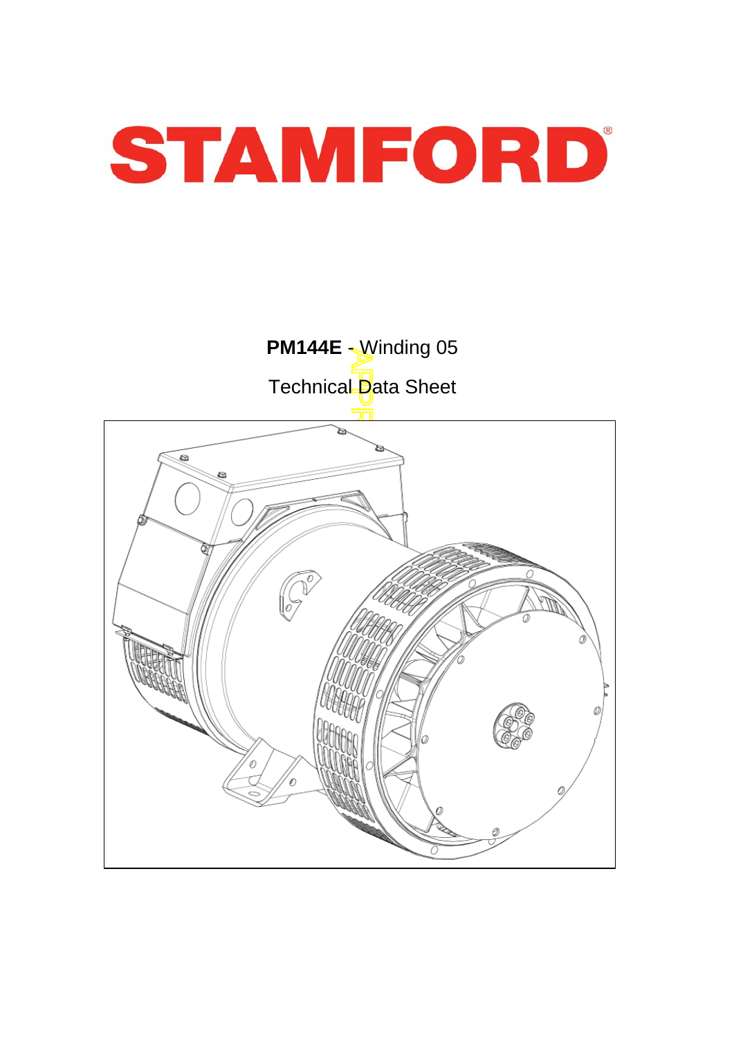# STAMFORD

**PM144E** - Winding 05

Technical Data Sheet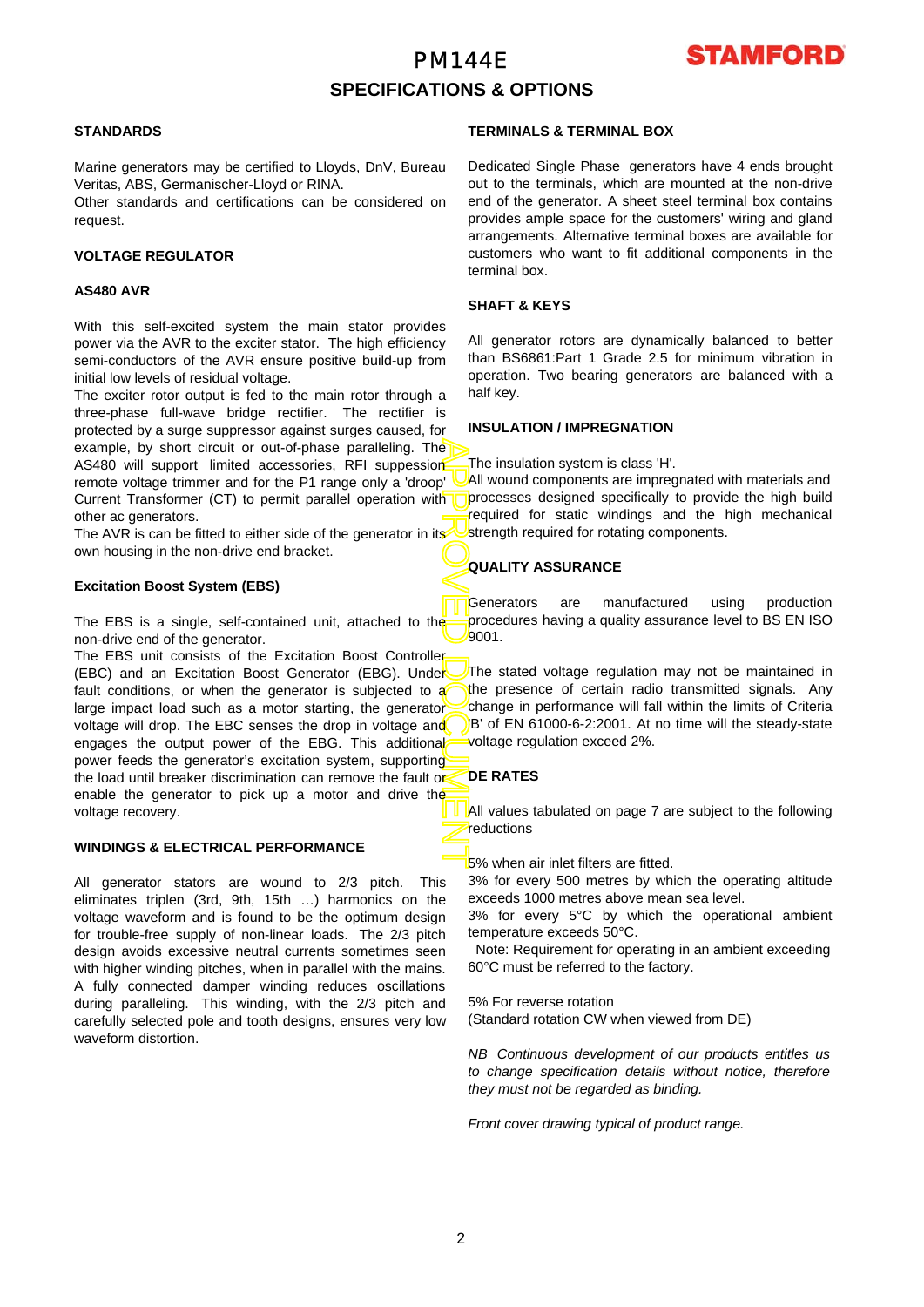# PM144E

## SPECIFICATIONS & OPTIONS

### STANDARDS

Marine generators may be certified to Lloyds, DnV, Bureau Veritas, ABS, Germanischer-Lloyd or RINA.
Other standards and certifications can be considered on request.

### VOLTAGE REGULATOR

### AS480 AVR

With this self-excited system the main stator provides power via the AVR to the exciter stator. The high efficiency semi-conductors of the AVR ensure positive build-up from initial low levels of residual voltage.
The exciter rotor output is fed to the main rotor through a three-phase full-wave bridge rectifier. The rectifier is protected by a surge suppressor against surges caused, for example, by short circuit or out-of-phase paralleling. The AS480 will support limited accessories, RFI suppession remote voltage trimmer and for the P1 range only a 'droop' Current Transformer (CT) to permit parallel operation with other ac generators.
The AVR is can be fitted to either side of the generator in its own housing in the non-drive end bracket.

### Excitation Boost System (EBS)

The EBS is a single, self-contained unit, attached to the non-drive end of the generator.
The EBS unit consists of the Excitation Boost Controller (EBC) and an Excitation Boost Generator (EBG). Under fault conditions, or when the generator is subjected to a large impact load such as a motor starting, the generator voltage will drop. The EBC senses the drop in voltage and engages the output power of the EBG. This additional power feeds the generator's excitation system, supporting the load until breaker discrimination can remove the fault or enable the generator to pick up a motor and drive the voltage recovery.

### WINDINGS & ELECTRICAL PERFORMANCE

All generator stators are wound to 2/3 pitch. This eliminates triplen (3rd, 9th, 15th …) harmonics on the voltage waveform and is found to be the optimum design for trouble-free supply of non-linear loads. The 2/3 pitch design avoids excessive neutral currents sometimes seen with higher winding pitches, when in parallel with the mains. A fully connected damper winding reduces oscillations during paralleling. This winding, with the 2/3 pitch and carefully selected pole and tooth designs, ensures very low waveform distortion.

### TERMINALS & TERMINAL BOX

Dedicated Single Phase generators have 4 ends brought out to the terminals, which are mounted at the non-drive end of the generator. A sheet steel terminal box contains provides ample space for the customers' wiring and gland arrangements. Alternative terminal boxes are available for customers who want to fit additional components in the terminal box.

### SHAFT & KEYS

All generator rotors are dynamically balanced to better than BS6861:Part 1 Grade 2.5 for minimum vibration in operation. Two bearing generators are balanced with a half key.

### INSULATION / IMPREGNATION

The insulation system is class 'H'.
All wound components are impregnated with materials and processes designed specifically to provide the high build required for static windings and the high mechanical strength required for rotating components.

### QUALITY ASSURANCE

Generators are manufactured using production procedures having a quality assurance level to BS EN ISO 9001.

The stated voltage regulation may not be maintained in the presence of certain radio transmitted signals. Any change in performance will fall within the limits of Criteria 'B' of EN 61000-6-2:2001. At no time will the steady-state voltage regulation exceed 2%.

### DE RATES

All values tabulated on page 7 are subject to the following reductions

5% when air inlet filters are fitted.
3% for every 500 metres by which the operating altitude exceeds 1000 metres above mean sea level.
3% for every 5°C by which the operational ambient temperature exceeds 50°C.
Note: Requirement for operating in an ambient exceeding 60°C must be referred to the factory.

5% For reverse rotation
(Standard rotation CW when viewed from DE)

*NB Continuous development of our products entitles us to change specification details without notice, therefore they must not be regarded as binding.*

*Front cover drawing typical of product range.*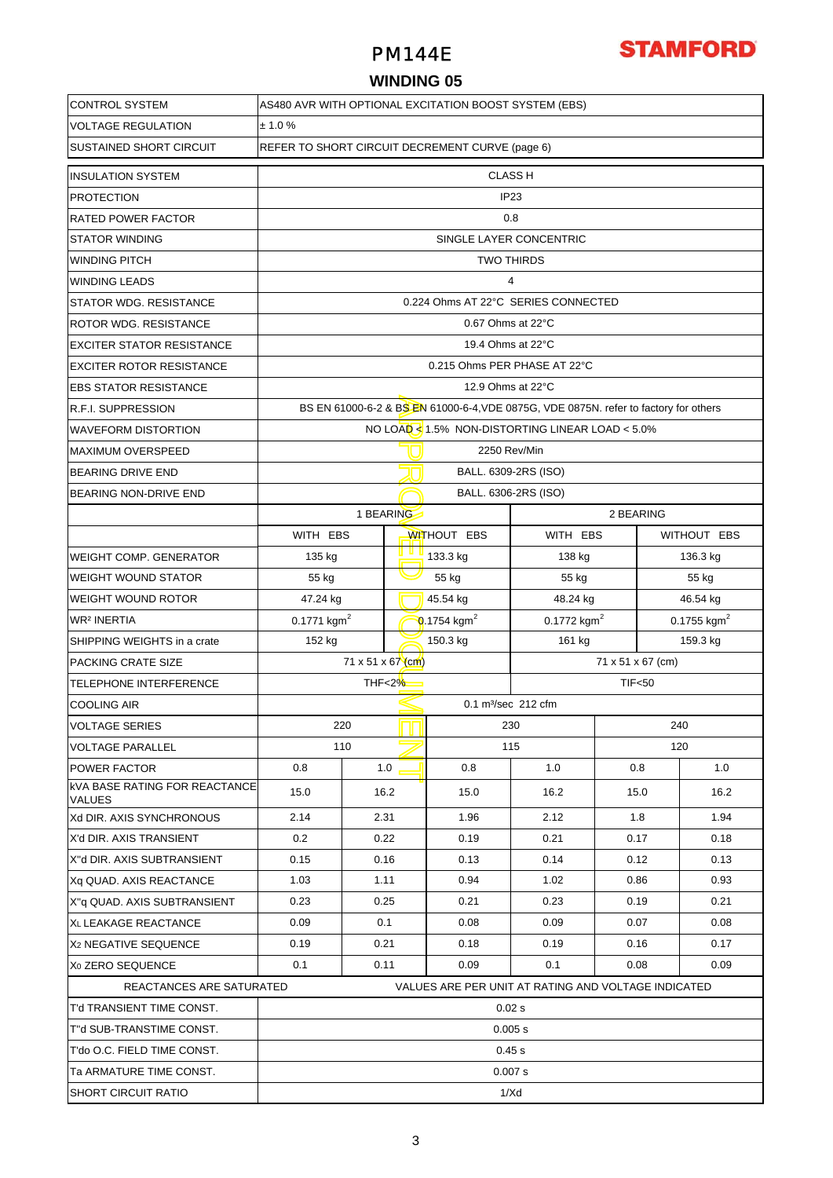# PM144E

STAMFORD

## WINDING 05

| | | | | | | |
|---|---|---|---|---|---|---|
| CONTROL SYSTEM | AS480 AVR WITH OPTIONAL EXCITATION BOOST SYSTEM (EBS) | | | | | |
| VOLTAGE REGULATION | ± 1.0 % | | | | | |
| SUSTAINED SHORT CIRCUIT | REFER TO SHORT CIRCUIT DECREMENT CURVE (page 6) | | | | | |

| | | | | | | |
|---|---|---|---|---|---|---|
| INSULATION SYSTEM | CLASS H | | | | | |
| PROTECTION | IP23 | | | | | |
| RATED POWER FACTOR | 0.8 | | | | | |
| STATOR WINDING | SINGLE LAYER CONCENTRIC | | | | | |
| WINDING PITCH | TWO THIRDS | | | | | |
| WINDING LEADS | 4 | | | | | |
| STATOR WDG. RESISTANCE | 0.224 Ohms AT 22°C SERIES CONNECTED | | | | | |
| ROTOR WDG. RESISTANCE | 0.67 Ohms at 22°C | | | | | |
| EXCITER STATOR RESISTANCE | 19.4 Ohms at 22°C | | | | | |
| EXCITER ROTOR RESISTANCE | 0.215 Ohms PER PHASE AT 22°C | | | | | |
| EBS STATOR RESISTANCE | 12.9 Ohms at 22°C | | | | | |
| R.F.I. SUPPRESSION | BS EN 61000-6-2 & BS EN 61000-6-4,VDE 0875G, VDE 0875N. refer to factory for others | | | | | |
| WAVEFORM DISTORTION | NO LOAD < 1.5% NON-DISTORTING LINEAR LOAD < 5.0% | | | | | |
| MAXIMUM OVERSPEED | 2250 Rev/Min | | | | | |
| BEARING DRIVE END | BALL. 6309-2RS (ISO) | | | | | |
| BEARING NON-DRIVE END | BALL. 6306-2RS (ISO) | | | | | |
| | 1 BEARING | | | 2 BEARING | | |
| | WITH EBS | | WITHOUT EBS | WITH EBS | | WITHOUT EBS |
| WEIGHT COMP. GENERATOR | 135 kg | | 133.3 kg | 138 kg | | 136.3 kg |
| WEIGHT WOUND STATOR | 55 kg | | 55 kg | 55 kg | | 55 kg |
| WEIGHT WOUND ROTOR | 47.24 kg | | 45.54 kg | 48.24 kg | | 46.54 kg |
| $WR^2$ INERTIA | 0.1771 $kgm^2$ | | 0.1754 $kgm^2$ | 0.1772 $kgm^2$ | | 0.1755 $kgm^2$ |
| SHIPPING WEIGHTS in a crate | 152 kg | | 150.3 kg | 161 kg | | 159.3 kg |
| PACKING CRATE SIZE | 71 x 51 x 67 (cm) | | | 71 x 51 x 67 (cm) | | |
| TELEPHONE INTERFERENCE | THF<2% | | | TIF<50 | | |
| COOLING AIR | 0.1 m³/sec 212 cfm | | | | | |
| VOLTAGE SERIES | 220 | | 230 | | 240 | |
| VOLTAGE PARALLEL | 110 | | 115 | | 120 | |
| POWER FACTOR | 0.8 | 1.0 | 0.8 | 1.0 | 0.8 | 1.0 |
| kVA BASE RATING FOR REACTANCE VALUES | 15.0 | 16.2 | 15.0 | 16.2 | 15.0 | 16.2 |
| Xd DIR. AXIS SYNCHRONOUS | 2.14 | 2.31 | 1.96 | 2.12 | 1.8 | 1.94 |
| X'd DIR. AXIS TRANSIENT | 0.2 | 0.22 | 0.19 | 0.21 | 0.17 | 0.18 |
| X''d DIR. AXIS SUBTRANSIENT | 0.15 | 0.16 | 0.13 | 0.14 | 0.12 | 0.13 |
| Xq QUAD. AXIS REACTANCE | 1.03 | 1.11 | 0.94 | 1.02 | 0.86 | 0.93 |
| X''q QUAD. AXIS SUBTRANSIENT | 0.23 | 0.25 | 0.21 | 0.23 | 0.19 | 0.21 |
| $X_L$ LEAKAGE REACTANCE | 0.09 | 0.1 | 0.08 | 0.09 | 0.07 | 0.08 |
| $X_2$ NEGATIVE SEQUENCE | 0.19 | 0.21 | 0.18 | 0.19 | 0.16 | 0.17 |
| $X_0$ ZERO SEQUENCE | 0.1 | 0.11 | 0.09 | 0.1 | 0.08 | 0.09 |
| REACTANCES ARE SATURATED | VALUES ARE PER UNIT AT RATING AND VOLTAGE INDICATED | | | | | |
| T'd TRANSIENT TIME CONST. | 0.02 s | | | | | |
| T''d SUB-TRANSTIME CONST. | 0.005 s | | | | | |
| T'do O.C. FIELD TIME CONST. | 0.45 s | | | | | |
| Ta ARMATURE TIME CONST. | 0.007 s | | | | | |
| SHORT CIRCUIT RATIO | 1/Xd | | | | | |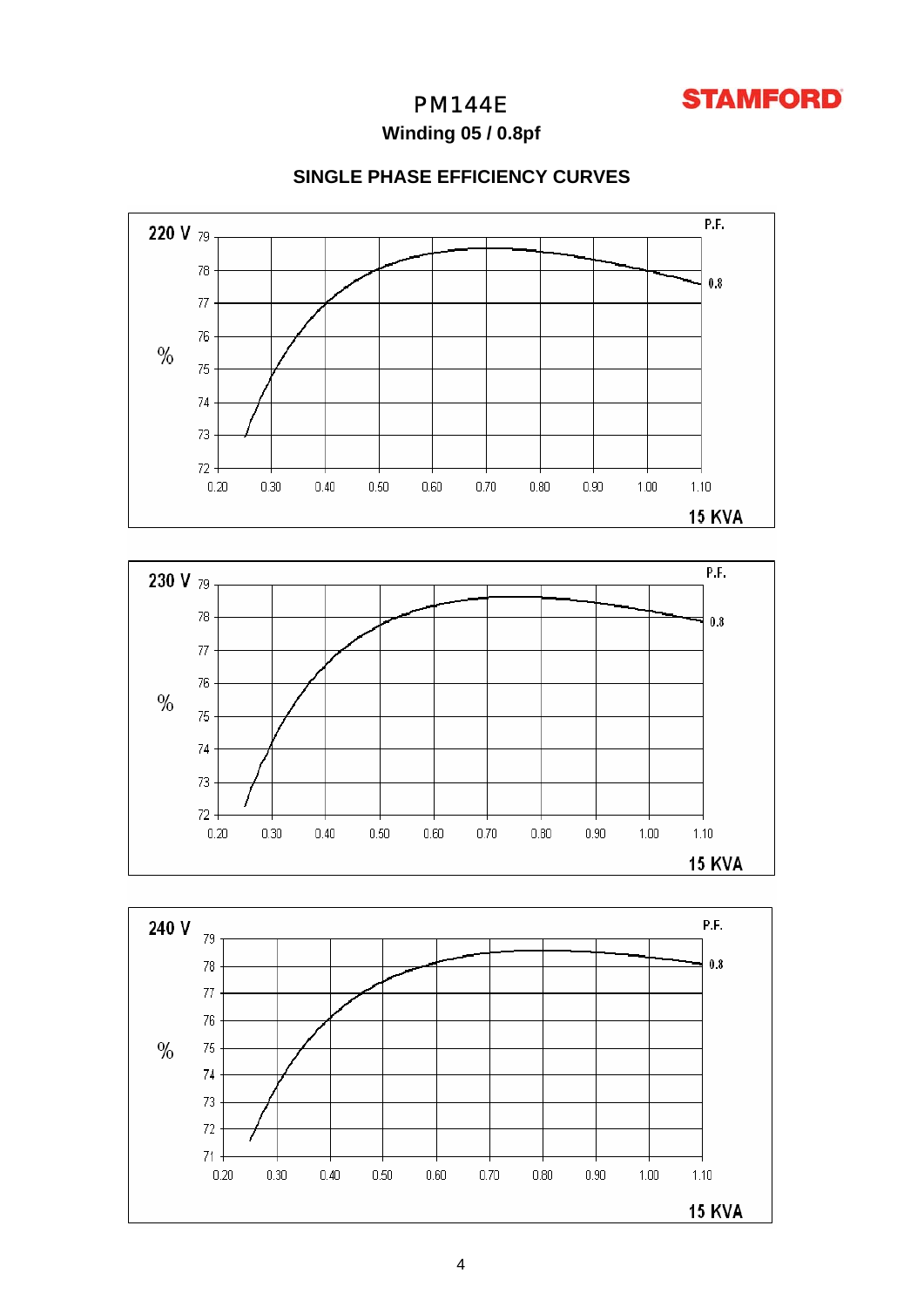# PM144E

**STAMFORD**

## Winding 05 / 0.8pf

### SINGLE PHASE EFFICIENCY CURVES

**220 V**

P.F.

0.8

%

79, 78, 77, 76, 75, 74, 73, 72

0.20, 0.30, 0.40, 0.50, 0.60, 0.70, 0.80, 0.90, 1.00, 1.10

**15 KVA**

**230 V**

P.F.

0.8

%

79, 78, 77, 76, 75, 74, 73, 72

0.20, 0.30, 0.40, 0.50, 0.60, 0.70, 0.80, 0.90, 1.00, 1.10

**15 KVA**

**240 V**

P.F.

0.8

%

79, 78, 77, 76, 75, 74, 73, 72, 71

0.20, 0.30, 0.40, 0.50, 0.60, 0.70, 0.80, 0.90, 1.00, 1.10

**15 KVA**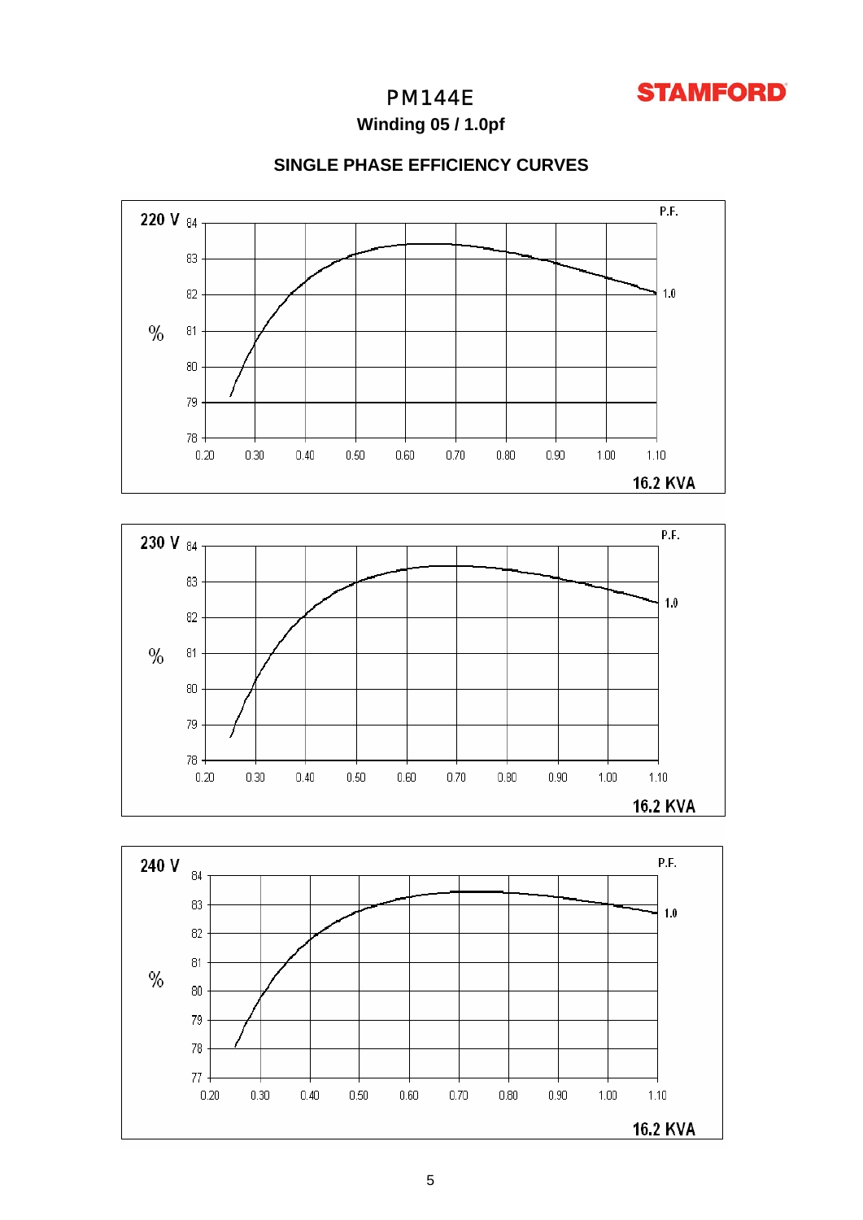# PM144E

STAMFORD

**Winding 05 / 1.0pf**

## SINGLE PHASE EFFICIENCY CURVES

220 V

%

P.F.

1.0

84
83
82
81
80
79
78

0.20 0.30 0.40 0.50 0.60 0.70 0.80 0.90 1.00 1.10

16.2 KVA

230 V

%

P.F.

1.0

84
83
82
81
80
79
78

0.20 0.30 0.40 0.50 0.60 0.70 0.80 0.90 1.00 1.10

16.2 KVA

240 V

%

P.F.

1.0

84
83
82
81
80
79
78
77

0.20 0.30 0.40 0.50 0.60 0.70 0.80 0.90 1.00 1.10

16.2 KVA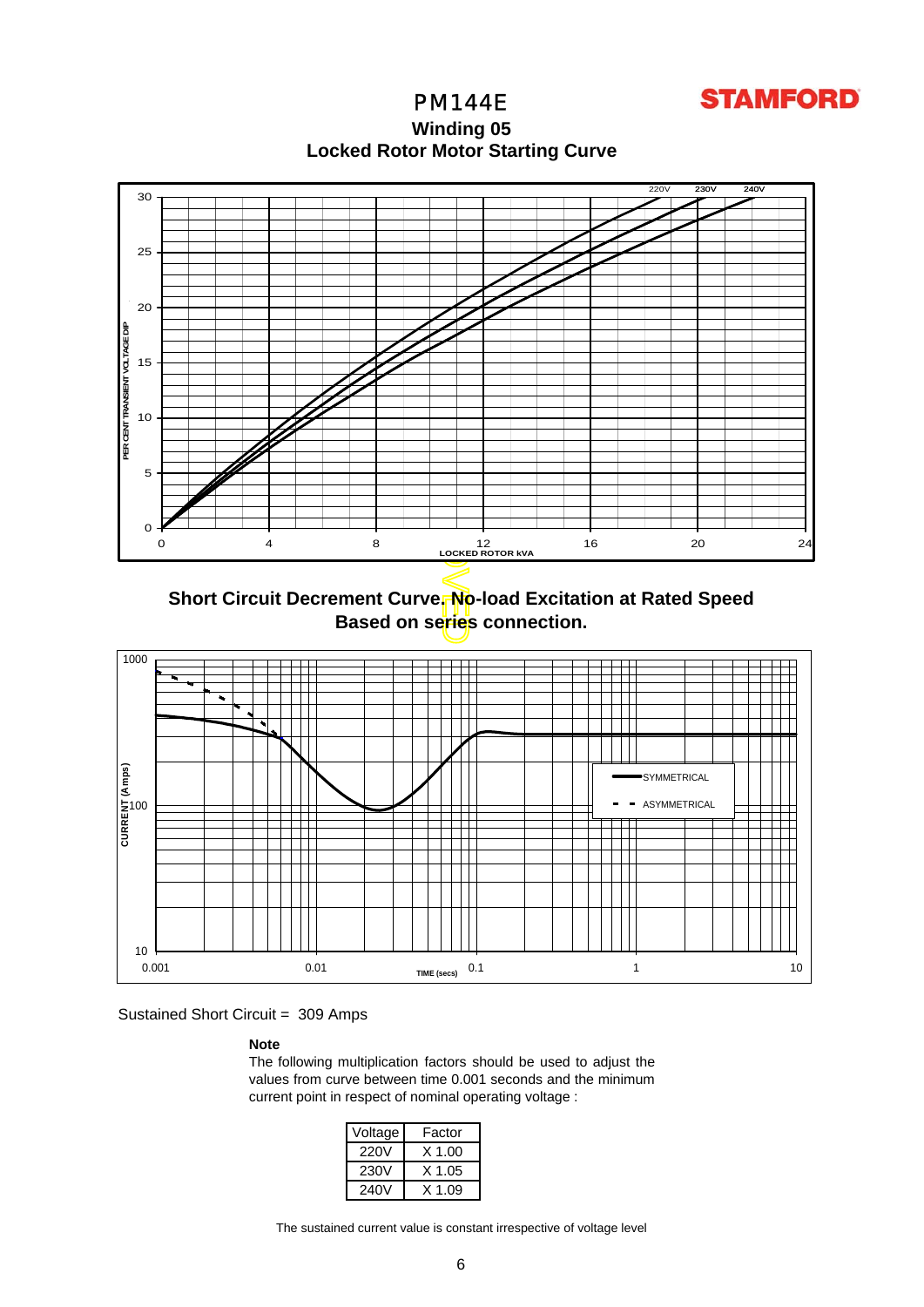# PM144E

**STAMFORD**

## Winding 05

## Locked Rotor Motor Starting Curve

## Short Circuit Decrement Curve. No-load Excitation at Rated Speed
## Based on series connection.

Sustained Short Circuit = 309 Amps

**Note**

The following multiplication factors should be used to adjust the values from curve between time 0.001 seconds and the minimum current point in respect of nominal operating voltage :

| Voltage | Factor |
|---|---|
| 220V | X 1.00 |
| 230V | X 1.05 |
| 240V | X 1.09 |

The sustained current value is constant irrespective of voltage level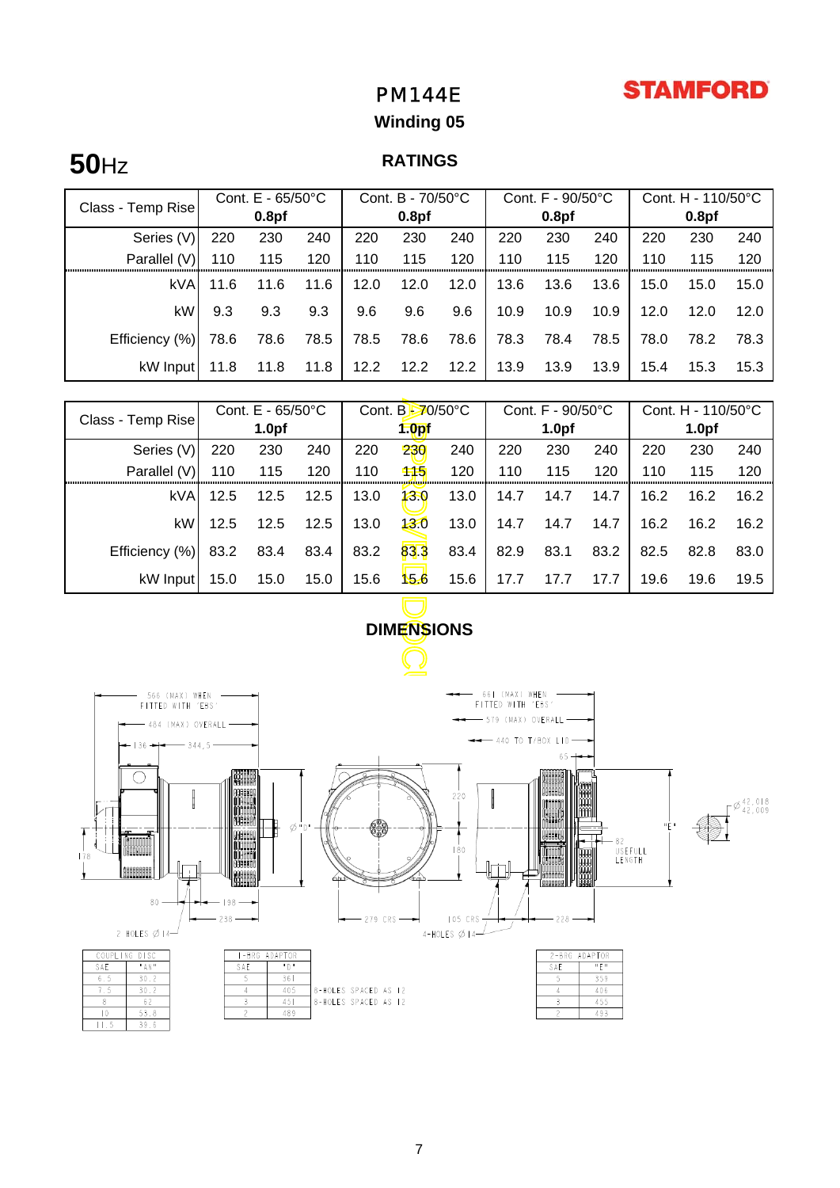# PM144E

**Winding 05**

**50**Hz

## RATINGS

| Class - Temp Rise | Cont. E - 65/50°C 0.8pf | | | Cont. B - 70/50°C 0.8pf | | | Cont. F - 90/50°C 0.8pf | | | Cont. H - 110/50°C 0.8pf | | |
|---|---|---|---|---|---|---|---|---|---|---|---|---|
| Series (V) | 220 | 230 | 240 | 220 | 230 | 240 | 220 | 230 | 240 | 220 | 230 | 240 |
| Parallel (V) | 110 | 115 | 120 | 110 | 115 | 120 | 110 | 115 | 120 | 110 | 115 | 120 |
| kVA | 11.6 | 11.6 | 11.6 | 12.0 | 12.0 | 12.0 | 13.6 | 13.6 | 13.6 | 15.0 | 15.0 | 15.0 |
| kW | 9.3 | 9.3 | 9.3 | 9.6 | 9.6 | 9.6 | 10.9 | 10.9 | 10.9 | 12.0 | 12.0 | 12.0 |
| Efficiency (%) | 78.6 | 78.6 | 78.5 | 78.5 | 78.6 | 78.6 | 78.3 | 78.4 | 78.5 | 78.0 | 78.2 | 78.3 |
| kW Input | 11.8 | 11.8 | 11.8 | 12.2 | 12.2 | 12.2 | 13.9 | 13.9 | 13.9 | 15.4 | 15.3 | 15.3 |

| Class - Temp Rise | Cont. E - 65/50°C 1.0pf | | | Cont. B - 70/50°C 1.0pf | | | Cont. F - 90/50°C 1.0pf | | | Cont. H - 110/50°C 1.0pf | | |
|---|---|---|---|---|---|---|---|---|---|---|---|---|
| Series (V) | 220 | 230 | 240 | 220 | 230 | 240 | 220 | 230 | 240 | 220 | 230 | 240 |
| Parallel (V) | 110 | 115 | 120 | 110 | 115 | 120 | 110 | 115 | 120 | 110 | 115 | 120 |
| kVA | 12.5 | 12.5 | 12.5 | 13.0 | 13.0 | 13.0 | 14.7 | 14.7 | 14.7 | 16.2 | 16.2 | 16.2 |
| kW | 12.5 | 12.5 | 12.5 | 13.0 | 13.0 | 13.0 | 14.7 | 14.7 | 14.7 | 16.2 | 16.2 | 16.2 |
| Efficiency (%) | 83.2 | 83.4 | 83.4 | 83.2 | 83.3 | 83.4 | 82.9 | 83.1 | 83.2 | 82.5 | 82.8 | 83.0 |
| kW Input | 15.0 | 15.0 | 15.0 | 15.6 | 15.6 | 15.6 | 17.7 | 17.7 | 17.7 | 19.6 | 19.6 | 19.5 |

## DIMENSIONS

| COUPLING DISC | |
|---|---|
| SAE | "AN" |
| 6.5 | 30.2 |
| 7.5 | 30.2 |
| 8 | 62 |
| 10 | 53.8 |
| 11.5 | 39.6 |

| 1-BRG ADAPTOR | | |
|---|---|---|
| SAE | "D" | |
| 5 | 361 | |
| 4 | 405 | 8-HOLES SPACED AS 12 |
| 3 | 451 | 8-HOLES SPACED AS 12 |
| 2 | 489 | |

| 2-BRG ADAPTOR | |
|---|---|
| SAE | "E" |
| 5 | 359 |
| 4 | 406 |
| 3 | 455 |
| 2 | 493 |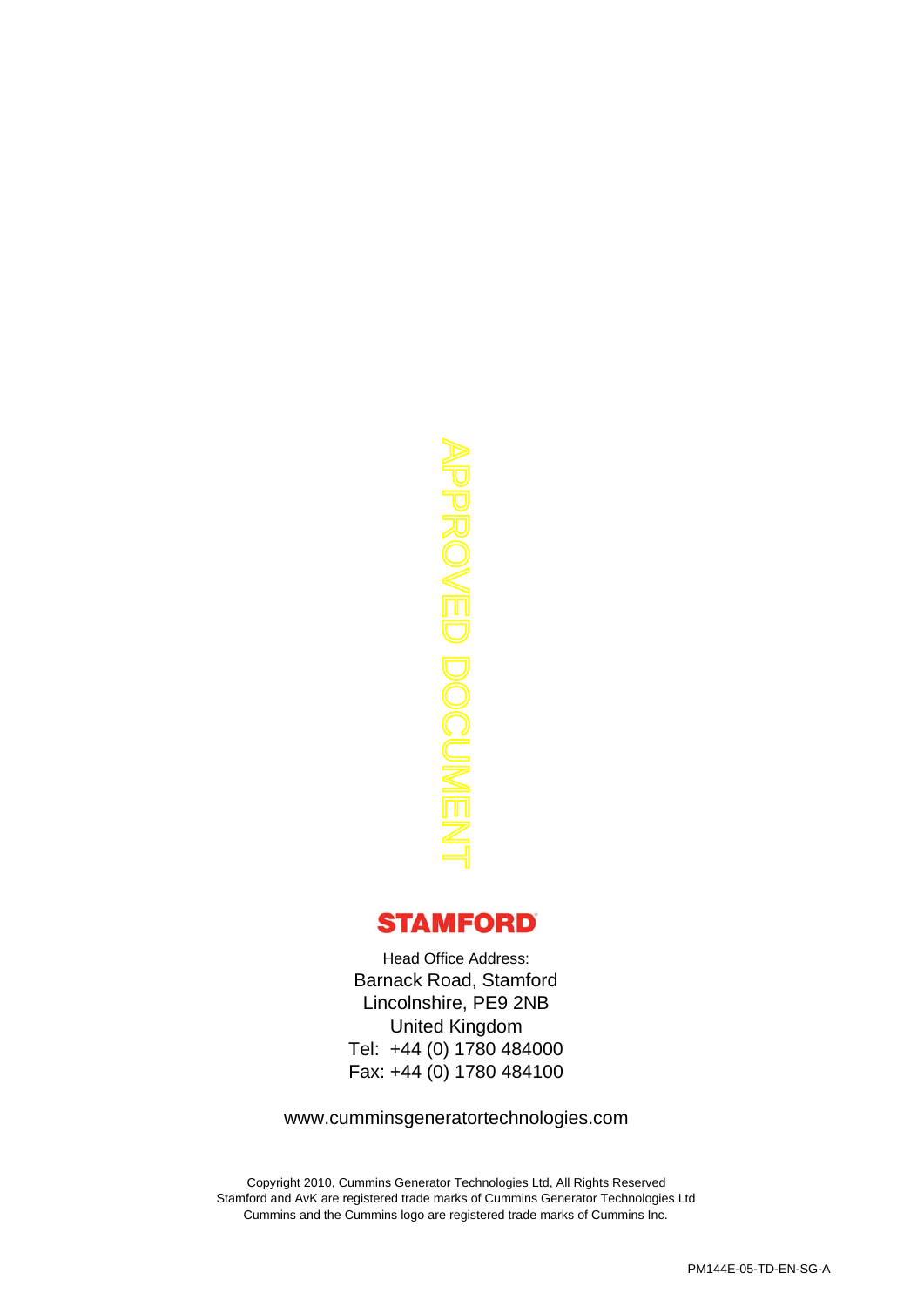APPROVED DOCUMENT

**STAMFORD**

Head Office Address:
Barnack Road, Stamford
Lincolnshire, PE9 2NB
United Kingdom
Tel: +44 (0) 1780 484000
Fax: +44 (0) 1780 484100

www.cumminsgeneratortechnologies.com

Copyright 2010, Cummins Generator Technologies Ltd, All Rights Reserved
Stamford and AvK are registered trade marks of Cummins Generator Technologies Ltd
Cummins and the Cummins logo are registered trade marks of Cummins Inc.

PM144E-05-TD-EN-SG-A